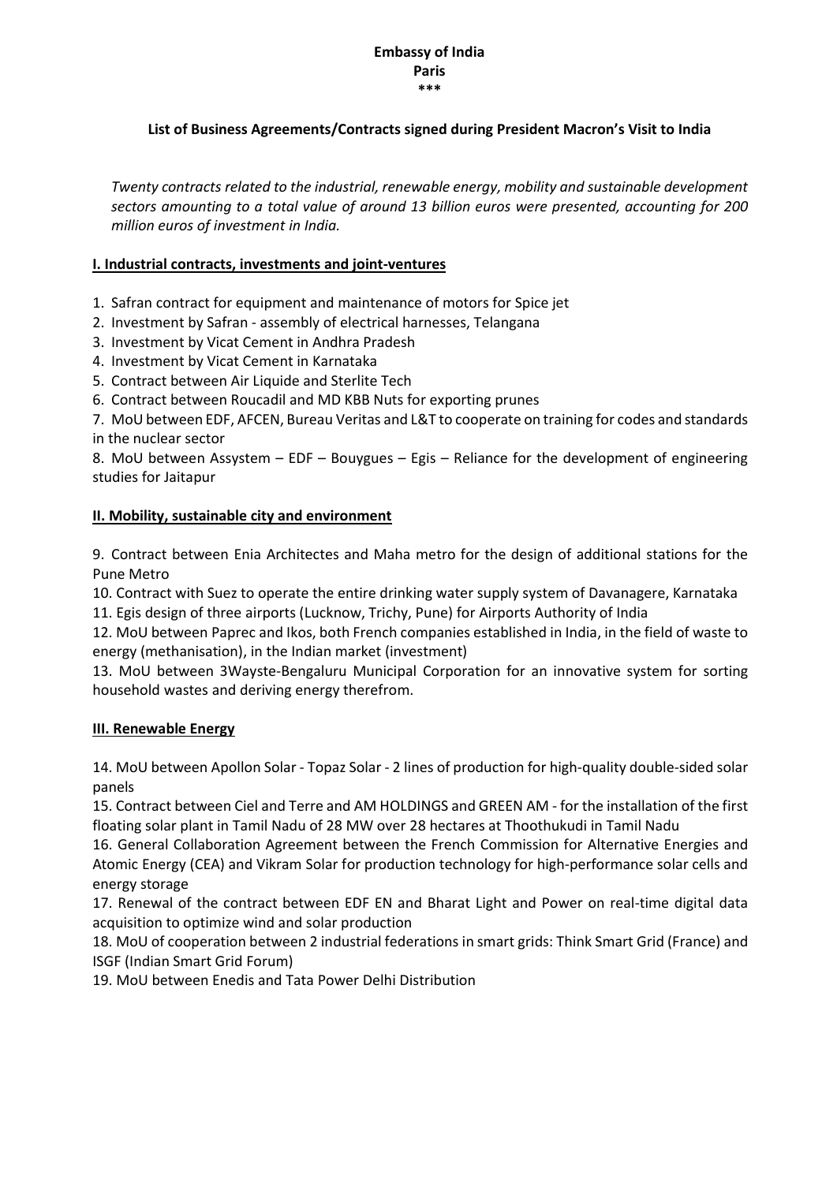**Embassy of India**
**Paris**
**\*\*\***

## List of Business Agreements/Contracts signed during President Macron's Visit to India

*Twenty contracts related to the industrial, renewable energy, mobility and sustainable development sectors amounting to a total value of around 13 billion euros were presented, accounting for 200 million euros of investment in India.*

### I. Industrial contracts, investments and joint-ventures

1. Safran contract for equipment and maintenance of motors for Spice jet
2. Investment by Safran - assembly of electrical harnesses, Telangana
3. Investment by Vicat Cement in Andhra Pradesh
4. Investment by Vicat Cement in Karnataka
5. Contract between Air Liquide and Sterlite Tech
6. Contract between Roucadil and MD KBB Nuts for exporting prunes
7. MoU between EDF, AFCEN, Bureau Veritas and L&T to cooperate on training for codes and standards in the nuclear sector
8. MoU between Assystem – EDF – Bouygues – Egis – Reliance for the development of engineering studies for Jaitapur

### II. Mobility, sustainable city and environment

9. Contract between Enia Architectes and Maha metro for the design of additional stations for the Pune Metro
10. Contract with Suez to operate the entire drinking water supply system of Davanagere, Karnataka
11. Egis design of three airports (Lucknow, Trichy, Pune) for Airports Authority of India
12. MoU between Paprec and Ikos, both French companies established in India, in the field of waste to energy (methanisation), in the Indian market (investment)
13. MoU between 3Wayste-Bengaluru Municipal Corporation for an innovative system for sorting household wastes and deriving energy therefrom.

### III. Renewable Energy

14. MoU between Apollon Solar - Topaz Solar - 2 lines of production for high-quality double-sided solar panels
15. Contract between Ciel and Terre and AM HOLDINGS and GREEN AM - for the installation of the first floating solar plant in Tamil Nadu of 28 MW over 28 hectares at Thoothukudi in Tamil Nadu
16. General Collaboration Agreement between the French Commission for Alternative Energies and Atomic Energy (CEA) and Vikram Solar for production technology for high-performance solar cells and energy storage
17. Renewal of the contract between EDF EN and Bharat Light and Power on real-time digital data acquisition to optimize wind and solar production
18. MoU of cooperation between 2 industrial federations in smart grids: Think Smart Grid (France) and ISGF (Indian Smart Grid Forum)
19. MoU between Enedis and Tata Power Delhi Distribution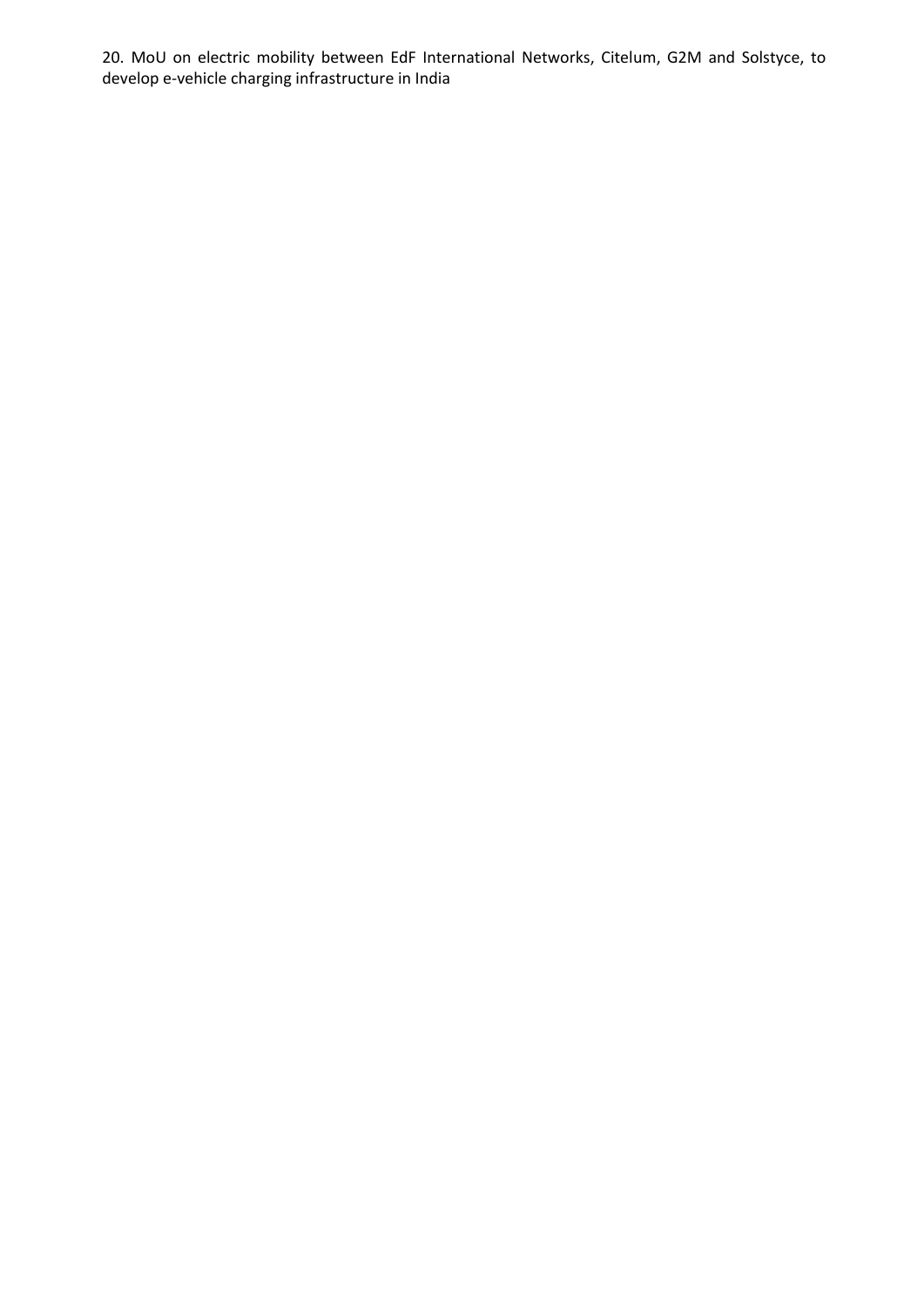20. MoU on electric mobility between EdF International Networks, Citelum, G2M and Solstyce, to develop e-vehicle charging infrastructure in India